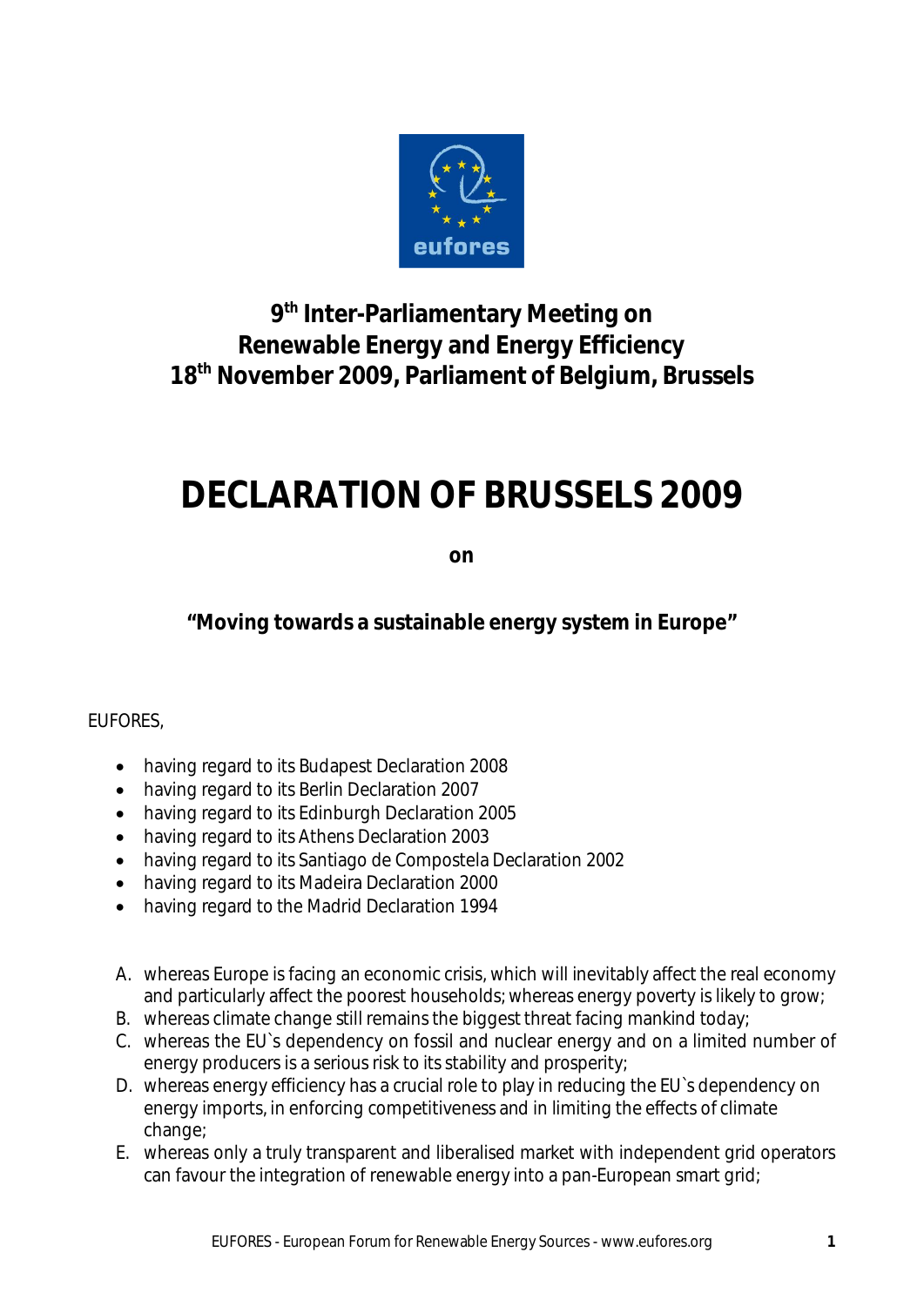## 9th Inter-Parliamentary Meeting on Renewable Energy and Energy Efficiency 18th November 2009, Parliament of Belgium, Brussels

# DECLARATION OF BRUSSELS 2009

**on**

**"Moving towards a sustainable energy system in Europe"**

EUFORES,

- having regard to its Budapest Declaration 2008
- having regard to its Berlin Declaration 2007
- having regard to its Edinburgh Declaration 2005
- having regard to its Athens Declaration 2003
- having regard to its Santiago de Compostela Declaration 2002
- having regard to its Madeira Declaration 2000
- having regard to the Madrid Declaration 1994

A. whereas Europe is facing an economic crisis, which will inevitably affect the real economy and particularly affect the poorest households; whereas energy poverty is likely to grow;
B. whereas climate change still remains the biggest threat facing mankind today;
C. whereas the EU`s dependency on fossil and nuclear energy and on a limited number of energy producers is a serious risk to its stability and prosperity;
D. whereas energy efficiency has a crucial role to play in reducing the EU`s dependency on energy imports, in enforcing competitiveness and in limiting the effects of climate change;
E. whereas only a truly transparent and liberalised market with independent grid operators can favour the integration of renewable energy into a pan-European smart grid;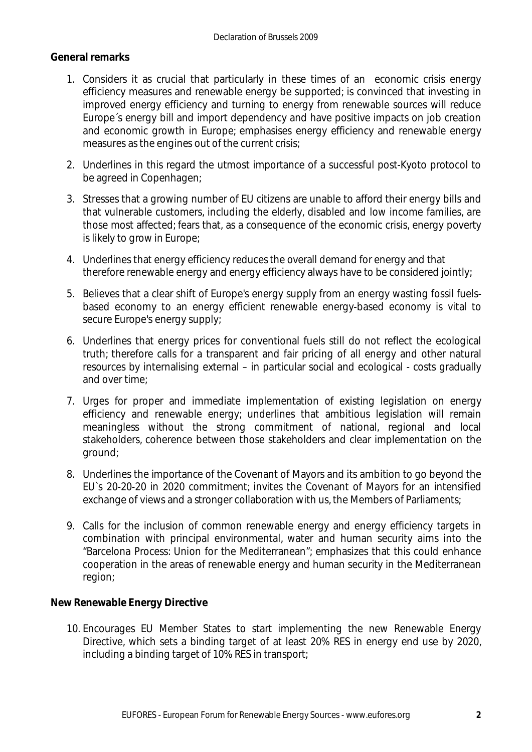**General remarks**

1. Considers it as crucial that particularly in these times of an economic crisis energy efficiency measures and renewable energy be supported; is convinced that investing in improved energy efficiency and turning to energy from renewable sources will reduce Europe´s energy bill and import dependency and have positive impacts on job creation and economic growth in Europe; emphasises energy efficiency and renewable energy measures as the engines out of the current crisis;

2. Underlines in this regard the utmost importance of a successful post-Kyoto protocol to be agreed in Copenhagen;

3. Stresses that a growing number of EU citizens are unable to afford their energy bills and that vulnerable customers, including the elderly, disabled and low income families, are those most affected; fears that, as a consequence of the economic crisis, energy poverty is likely to grow in Europe;

4. Underlines that energy efficiency reduces the overall demand for energy and that therefore renewable energy and energy efficiency always have to be considered jointly;

5. Believes that a clear shift of Europe's energy supply from an energy wasting fossil fuels-based economy to an energy efficient renewable energy-based economy is vital to secure Europe's energy supply;

6. Underlines that energy prices for conventional fuels still do not reflect the ecological truth; therefore calls for a transparent and fair pricing of all energy and other natural resources by internalising external – in particular social and ecological - costs gradually and over time;

7. Urges for proper and immediate implementation of existing legislation on energy efficiency and renewable energy; underlines that ambitious legislation will remain meaningless without the strong commitment of national, regional and local stakeholders, coherence between those stakeholders and clear implementation on the ground;

8. Underlines the importance of the Covenant of Mayors and its ambition to go beyond the EU`s 20-20-20 in 2020 commitment; invites the Covenant of Mayors for an intensified exchange of views and a stronger collaboration with us, the Members of Parliaments;

9. Calls for the inclusion of common renewable energy and energy efficiency targets in combination with principal environmental, water and human security aims into the "Barcelona Process: Union for the Mediterranean"; emphasizes that this could enhance cooperation in the areas of renewable energy and human security in the Mediterranean region;

**New Renewable Energy Directive**

10. Encourages EU Member States to start implementing the new Renewable Energy Directive, which sets a binding target of at least 20% RES in energy end use by 2020, including a binding target of 10% RES in transport;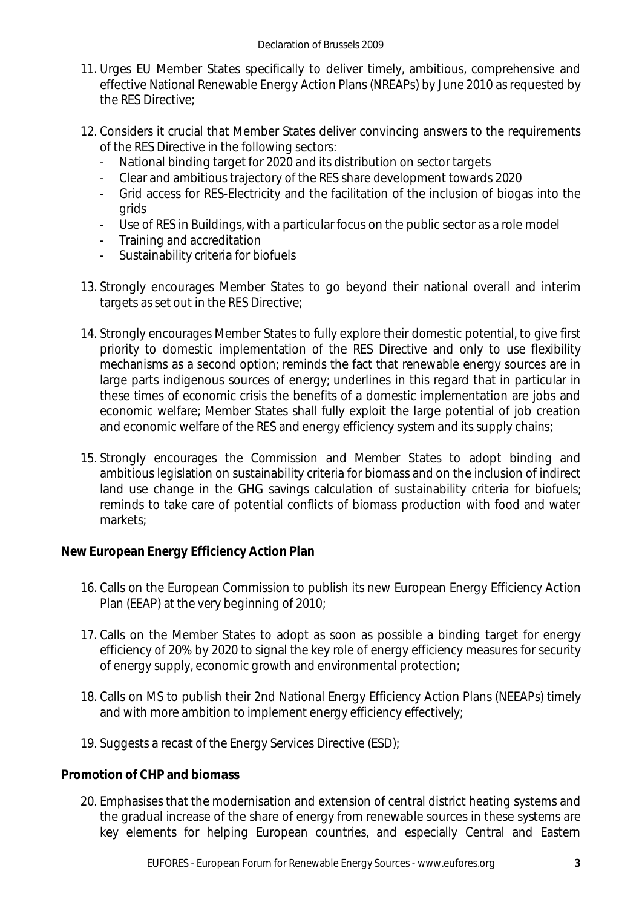11. Urges EU Member States specifically to deliver timely, ambitious, comprehensive and effective National Renewable Energy Action Plans (NREAPs) by June 2010 as requested by the RES Directive;

12. Considers it crucial that Member States deliver convincing answers to the requirements of the RES Directive in the following sectors:
    - National binding target for 2020 and its distribution on sector targets
    - Clear and ambitious trajectory of the RES share development towards 2020
    - Grid access for RES-Electricity and the facilitation of the inclusion of biogas into the grids
    - Use of RES in Buildings, with a particular focus on the public sector as a role model
    - Training and accreditation
    - Sustainability criteria for biofuels

13. Strongly encourages Member States to go beyond their national overall and interim targets as set out in the RES Directive;

14. Strongly encourages Member States to fully explore their domestic potential, to give first priority to domestic implementation of the RES Directive and only to use flexibility mechanisms as a second option; reminds the fact that renewable energy sources are in large parts indigenous sources of energy; underlines in this regard that in particular in these times of economic crisis the benefits of a domestic implementation are jobs and economic welfare; Member States shall fully exploit the large potential of job creation and economic welfare of the RES and energy efficiency system and its supply chains;

15. Strongly encourages the Commission and Member States to adopt binding and ambitious legislation on sustainability criteria for biomass and on the inclusion of indirect land use change in the GHG savings calculation of sustainability criteria for biofuels; reminds to take care of potential conflicts of biomass production with food and water markets;

**New European Energy Efficiency Action Plan**

16. Calls on the European Commission to publish its new European Energy Efficiency Action Plan (EEAP) at the very beginning of 2010;

17. Calls on the Member States to adopt as soon as possible a binding target for energy efficiency of 20% by 2020 to signal the key role of energy efficiency measures for security of energy supply, economic growth and environmental protection;

18. Calls on MS to publish their 2nd National Energy Efficiency Action Plans (NEEAPs) timely and with more ambition to implement energy efficiency effectively;

19. Suggests a recast of the Energy Services Directive (ESD);

**Promotion of CHP and biomass**

20. Emphasises that the modernisation and extension of central district heating systems and the gradual increase of the share of energy from renewable sources in these systems are key elements for helping European countries, and especially Central and Eastern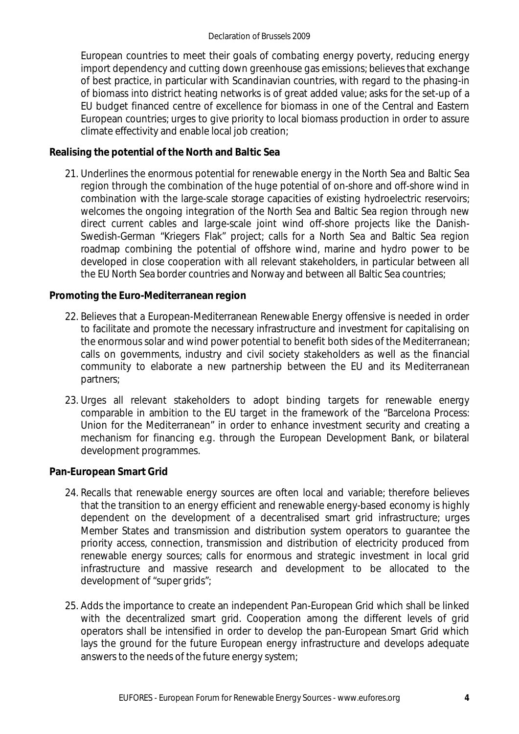European countries to meet their goals of combating energy poverty, reducing energy import dependency and cutting down greenhouse gas emissions; believes that exchange of best practice, in particular with Scandinavian countries, with regard to the phasing-in of biomass into district heating networks is of great added value; asks for the set-up of a EU budget financed centre of excellence for biomass in one of the Central and Eastern European countries; urges to give priority to local biomass production in order to assure climate effectivity and enable local job creation;

**Realising the potential of the North and Baltic Sea**

21. Underlines the enormous potential for renewable energy in the North Sea and Baltic Sea region through the combination of the huge potential of on-shore and off-shore wind in combination with the large-scale storage capacities of existing hydroelectric reservoirs; welcomes the ongoing integration of the North Sea and Baltic Sea region through new direct current cables and large-scale joint wind off-shore projects like the Danish-Swedish-German "Kriegers Flak" project; calls for a North Sea and Baltic Sea region roadmap combining the potential of offshore wind, marine and hydro power to be developed in close cooperation with all relevant stakeholders, in particular between all the EU North Sea border countries and Norway and between all Baltic Sea countries;

**Promoting the Euro-Mediterranean region**

22. Believes that a European-Mediterranean Renewable Energy offensive is needed in order to facilitate and promote the necessary infrastructure and investment for capitalising on the enormous solar and wind power potential to benefit both sides of the Mediterranean; calls on governments, industry and civil society stakeholders as well as the financial community to elaborate a new partnership between the EU and its Mediterranean partners;

23. Urges all relevant stakeholders to adopt binding targets for renewable energy comparable in ambition to the EU target in the framework of the "Barcelona Process: Union for the Mediterranean" in order to enhance investment security and creating a mechanism for financing e.g. through the European Development Bank, or bilateral development programmes.

**Pan-European Smart Grid**

24. Recalls that renewable energy sources are often local and variable; therefore believes that the transition to an energy efficient and renewable energy-based economy is highly dependent on the development of a decentralised smart grid infrastructure; urges Member States and transmission and distribution system operators to guarantee the priority access, connection, transmission and distribution of electricity produced from renewable energy sources; calls for enormous and strategic investment in local grid infrastructure and massive research and development to be allocated to the development of "super grids";

25. Adds the importance to create an independent Pan-European Grid which shall be linked with the decentralized smart grid. Cooperation among the different levels of grid operators shall be intensified in order to develop the pan-European Smart Grid which lays the ground for the future European energy infrastructure and develops adequate answers to the needs of the future energy system;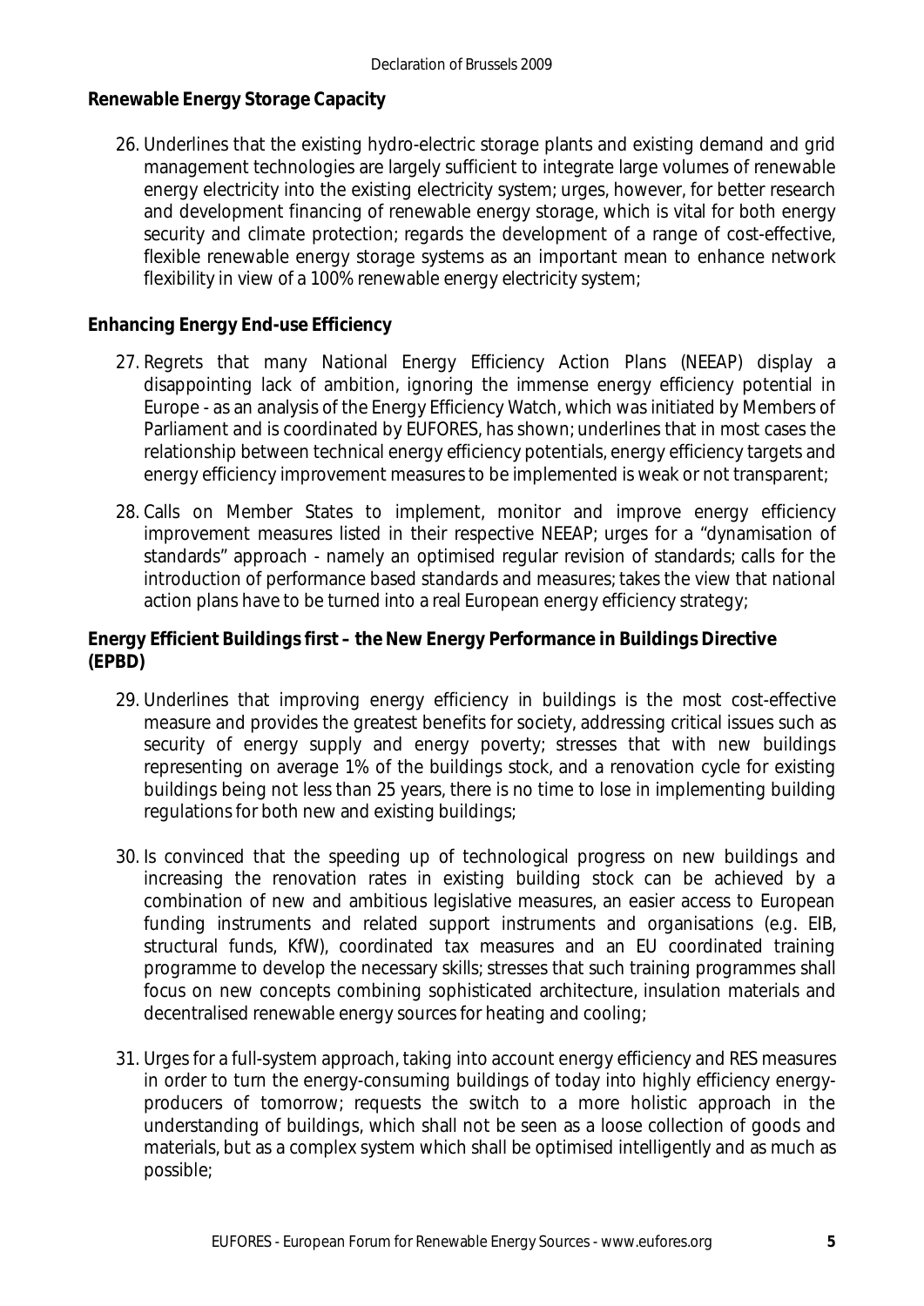**Renewable Energy Storage Capacity**

26. Underlines that the existing hydro-electric storage plants and existing demand and grid management technologies are largely sufficient to integrate large volumes of renewable energy electricity into the existing electricity system; urges, however, for better research and development financing of renewable energy storage, which is vital for both energy security and climate protection; regards the development of a range of cost-effective, flexible renewable energy storage systems as an important mean to enhance network flexibility in view of a 100% renewable energy electricity system;

**Enhancing Energy End-use Efficiency**

27. Regrets that many National Energy Efficiency Action Plans (NEEAP) display a disappointing lack of ambition, ignoring the immense energy efficiency potential in Europe - as an analysis of the Energy Efficiency Watch, which was initiated by Members of Parliament and is coordinated by EUFORES, has shown; underlines that in most cases the relationship between technical energy efficiency potentials, energy efficiency targets and energy efficiency improvement measures to be implemented is weak or not transparent;

28. Calls on Member States to implement, monitor and improve energy efficiency improvement measures listed in their respective NEEAP; urges for a "dynamisation of standards" approach - namely an optimised regular revision of standards; calls for the introduction of performance based standards and measures; takes the view that national action plans have to be turned into a real European energy efficiency strategy;

**Energy Efficient Buildings first – the New Energy Performance in Buildings Directive (EPBD)**

29. Underlines that improving energy efficiency in buildings is the most cost-effective measure and provides the greatest benefits for society, addressing critical issues such as security of energy supply and energy poverty; stresses that with new buildings representing on average 1% of the buildings stock, and a renovation cycle for existing buildings being not less than 25 years, there is no time to lose in implementing building regulations for both new and existing buildings;

30. Is convinced that the speeding up of technological progress on new buildings and increasing the renovation rates in existing building stock can be achieved by a combination of new and ambitious legislative measures, an easier access to European funding instruments and related support instruments and organisations (e.g. EIB, structural funds, KfW), coordinated tax measures and an EU coordinated training programme to develop the necessary skills; stresses that such training programmes shall focus on new concepts combining sophisticated architecture, insulation materials and decentralised renewable energy sources for heating and cooling;

31. Urges for a full-system approach, taking into account energy efficiency and RES measures in order to turn the energy-consuming buildings of today into highly efficiency energy-producers of tomorrow; requests the switch to a more holistic approach in the understanding of buildings, which shall not be seen as a loose collection of goods and materials, but as a complex system which shall be optimised intelligently and as much as possible;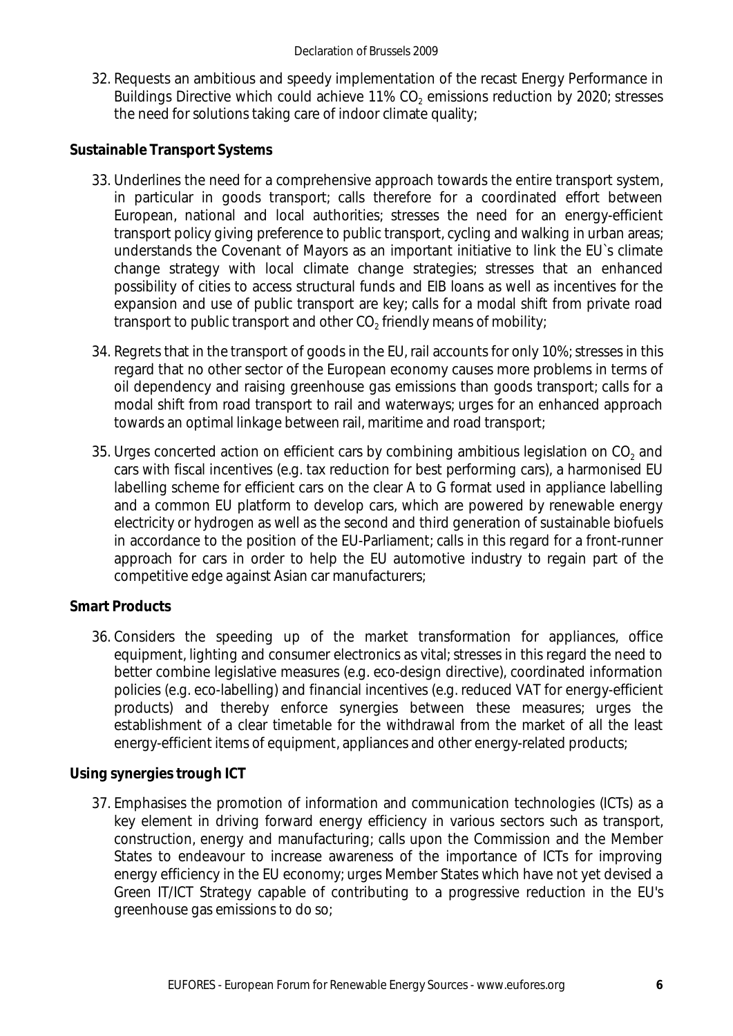32. Requests an ambitious and speedy implementation of the recast Energy Performance in Buildings Directive which could achieve 11% $CO_2$ emissions reduction by 2020; stresses the need for solutions taking care of indoor climate quality;

**Sustainable Transport Systems**

33. Underlines the need for a comprehensive approach towards the entire transport system, in particular in goods transport; calls therefore for a coordinated effort between European, national and local authorities; stresses the need for an energy-efficient transport policy giving preference to public transport, cycling and walking in urban areas; understands the Covenant of Mayors as an important initiative to link the EU`s climate change strategy with local climate change strategies; stresses that an enhanced possibility of cities to access structural funds and EIB loans as well as incentives for the expansion and use of public transport are key; calls for a modal shift from private road transport to public transport and other $CO_2$ friendly means of mobility;

34. Regrets that in the transport of goods in the EU, rail accounts for only 10%; stresses in this regard that no other sector of the European economy causes more problems in terms of oil dependency and raising greenhouse gas emissions than goods transport; calls for a modal shift from road transport to rail and waterways; urges for an enhanced approach towards an optimal linkage between rail, maritime and road transport;

35. Urges concerted action on efficient cars by combining ambitious legislation on $CO_2$ and cars with fiscal incentives (e.g. tax reduction for best performing cars), a harmonised EU labelling scheme for efficient cars on the clear A to G format used in appliance labelling and a common EU platform to develop cars, which are powered by renewable energy electricity or hydrogen as well as the second and third generation of sustainable biofuels in accordance to the position of the EU-Parliament; calls in this regard for a front-runner approach for cars in order to help the EU automotive industry to regain part of the competitive edge against Asian car manufacturers;

**Smart Products**

36. Considers the speeding up of the market transformation for appliances, office equipment, lighting and consumer electronics as vital; stresses in this regard the need to better combine legislative measures (e.g. eco-design directive), coordinated information policies (e.g. eco-labelling) and financial incentives (e.g. reduced VAT for energy-efficient products) and thereby enforce synergies between these measures; urges the establishment of a clear timetable for the withdrawal from the market of all the least energy-efficient items of equipment, appliances and other energy-related products;

**Using synergies trough ICT**

37. Emphasises the promotion of information and communication technologies (ICTs) as a key element in driving forward energy efficiency in various sectors such as transport, construction, energy and manufacturing; calls upon the Commission and the Member States to endeavour to increase awareness of the importance of ICTs for improving energy efficiency in the EU economy; urges Member States which have not yet devised a Green IT/ICT Strategy capable of contributing to a progressive reduction in the EU's greenhouse gas emissions to do so;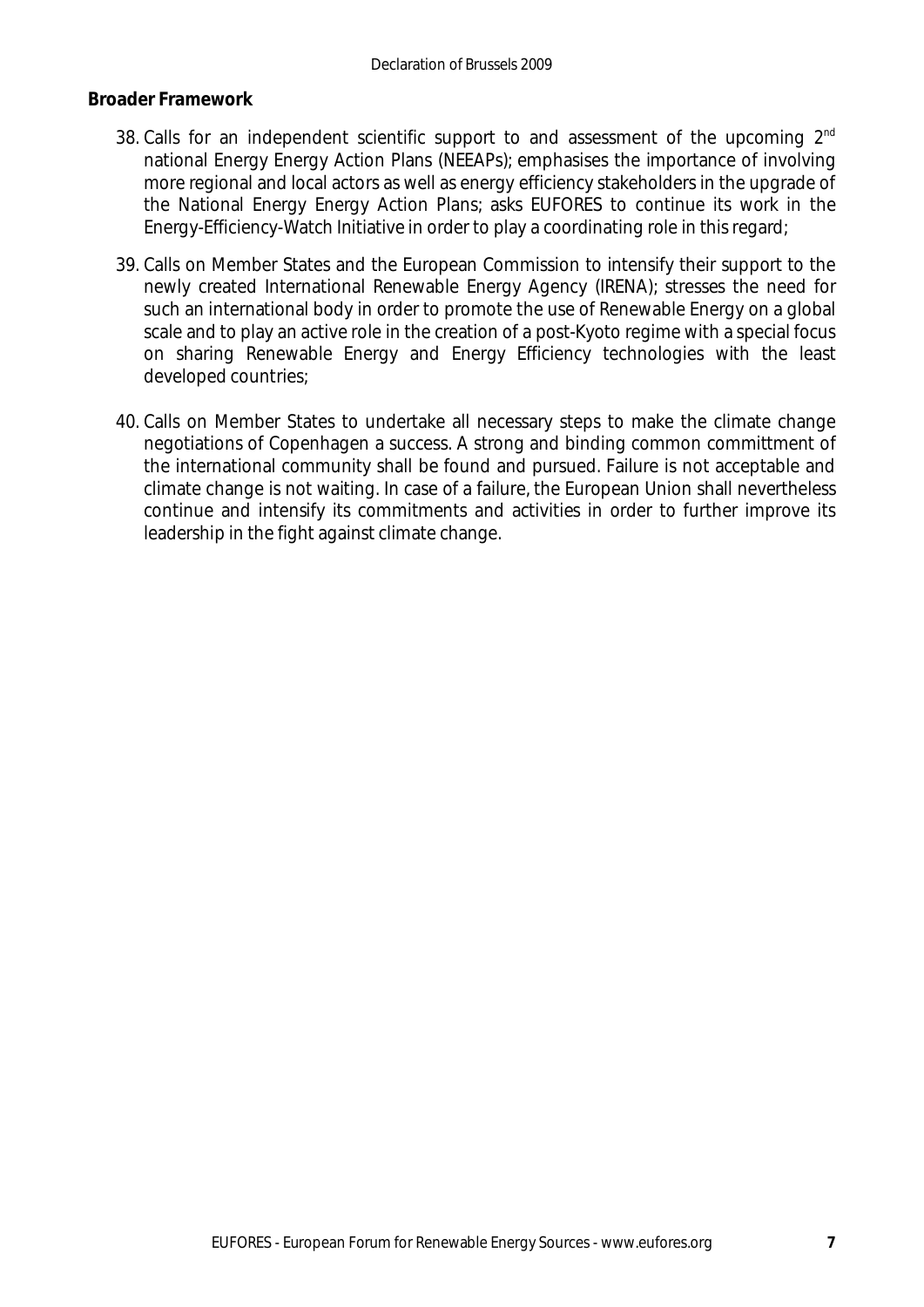**Broader Framework**

38. Calls for an independent scientific support to and assessment of the upcoming 2nd national Energy Energy Action Plans (NEEAPs); emphasises the importance of involving more regional and local actors as well as energy efficiency stakeholders in the upgrade of the National Energy Energy Action Plans; asks EUFORES to continue its work in the Energy-Efficiency-Watch Initiative in order to play a coordinating role in this regard;

39. Calls on Member States and the European Commission to intensify their support to the newly created International Renewable Energy Agency (IRENA); stresses the need for such an international body in order to promote the use of Renewable Energy on a global scale and to play an active role in the creation of a post-Kyoto regime with a special focus on sharing Renewable Energy and Energy Efficiency technologies with the least developed countries;

40. Calls on Member States to undertake all necessary steps to make the climate change negotiations of Copenhagen a success. A strong and binding common committment of the international community shall be found and pursued. Failure is not acceptable and climate change is not waiting. In case of a failure, the European Union shall nevertheless continue and intensify its commitments and activities in order to further improve its leadership in the fight against climate change.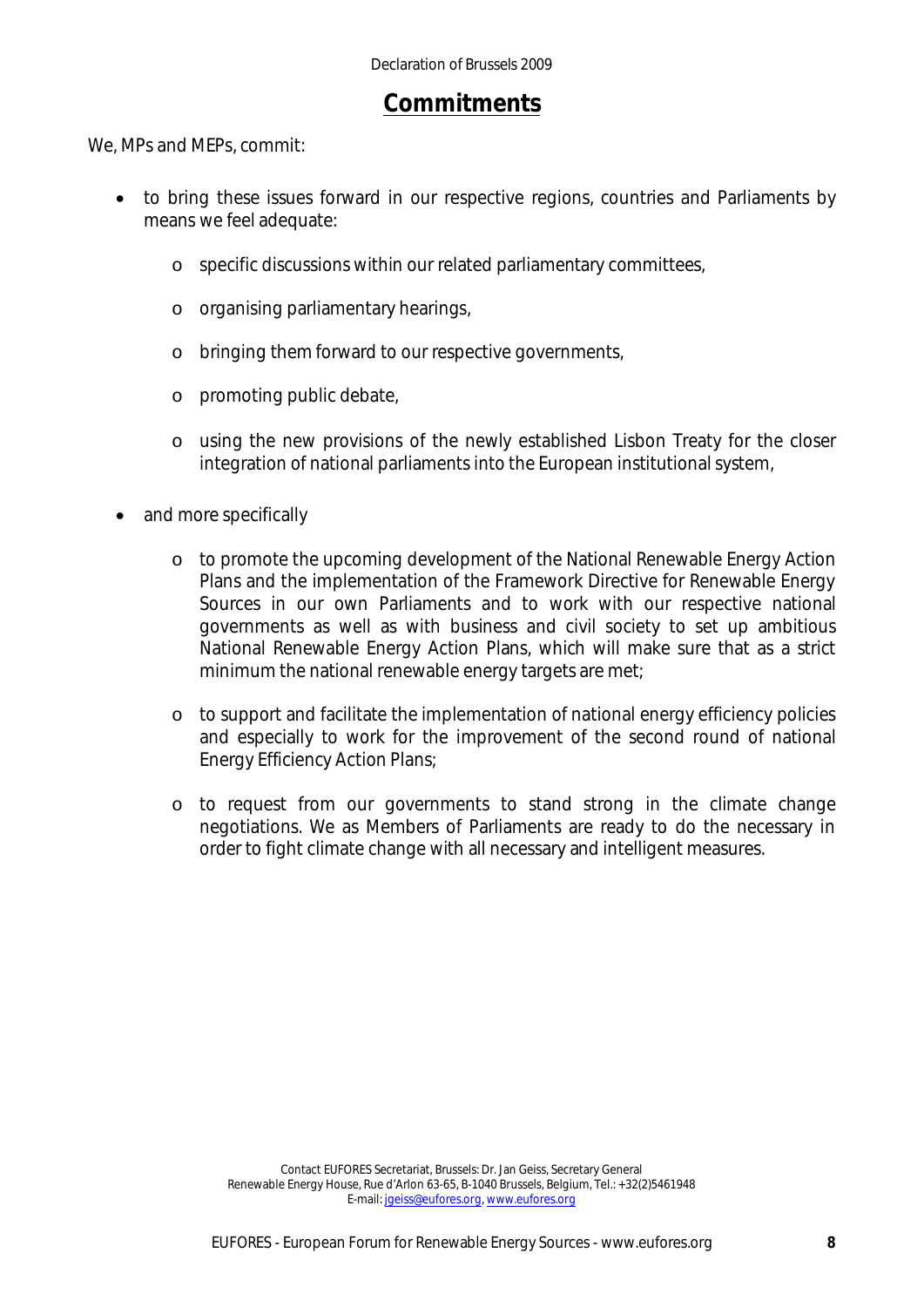## Commitments

We, MPs and MEPs, commit:

- to bring these issues forward in our respective regions, countries and Parliaments by means we feel adequate:
  - specific discussions within our related parliamentary committees,
  - organising parliamentary hearings,
  - bringing them forward to our respective governments,
  - promoting public debate,
  - using the new provisions of the newly established Lisbon Treaty for the closer integration of national parliaments into the European institutional system,
- and more specifically
  - to promote the upcoming development of the National Renewable Energy Action Plans and the implementation of the Framework Directive for Renewable Energy Sources in our own Parliaments and to work with our respective national governments as well as with business and civil society to set up ambitious National Renewable Energy Action Plans, which will make sure that as a strict minimum the national renewable energy targets are met;
  - to support and facilitate the implementation of national energy efficiency policies and especially to work for the improvement of the second round of national Energy Efficiency Action Plans;
  - to request from our governments to stand strong in the climate change negotiations. We as Members of Parliaments are ready to do the necessary in order to fight climate change with all necessary and intelligent measures.

Contact EUFORES Secretariat, Brussels: Dr. Jan Geiss, Secretary General
Renewable Energy House, Rue d'Arlon 63-65, B-1040 Brussels, Belgium, Tel.: +32(2)5461948
E-mail: jgeiss@eufores.org, www.eufores.org